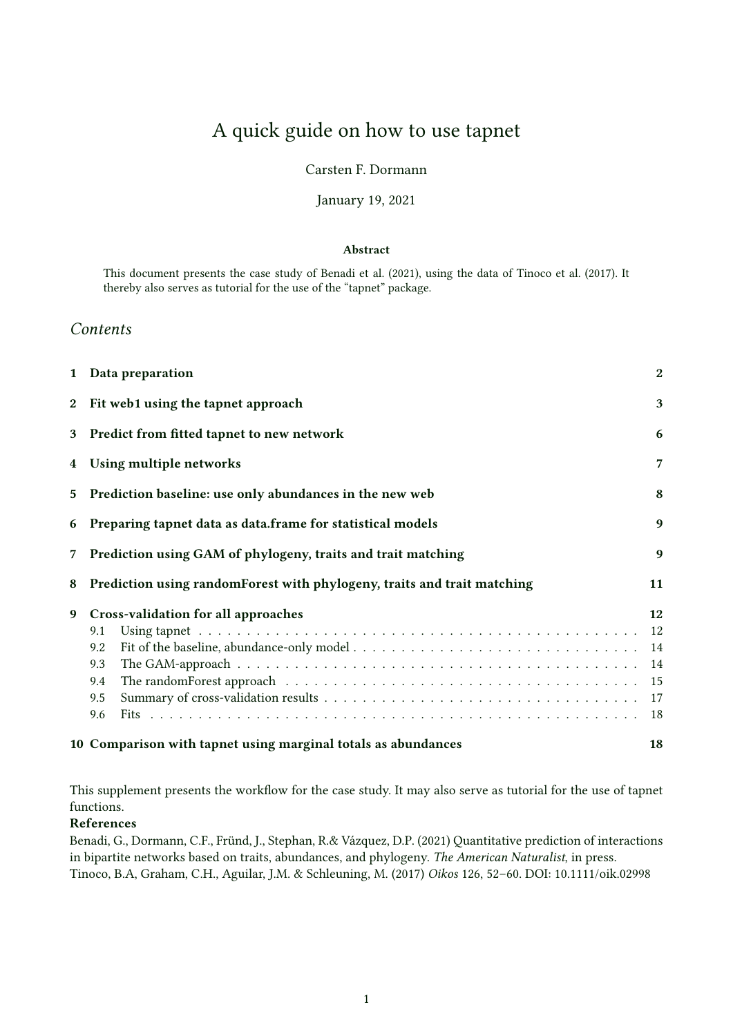# A quick guide on how to use tapnet

Carsten F. Dormann

January 19, 2021

### Abstract

This document presents the case study of Benadi et al. (2021), using the data of Tinoco et al. (2017). It thereby also serves as tutorial for the use of the "tapnet" package.

## *Contents*

**1 Data preparation** **2**

**2 Fit web1 using the tapnet approach** **3**

**3 Predict from fitted tapnet to new network** **6**

**4 Using multiple networks** **7**

**5 Prediction baseline: use only abundances in the new web** **8**

**6 Preparing tapnet data as data.frame for statistical models** **9**

**7 Prediction using GAM of phylogeny, traits and trait matching** **9**

**8 Prediction using randomForest with phylogeny, traits and trait matching** **11**

**9 Cross-validation for all approaches** **12**

- 9.1 Using tapnet . . . 12
- 9.2 Fit of the baseline, abundance-only model . . . 14
- 9.3 The GAM-approach . . . 14
- 9.4 The randomForest approach . . . 15
- 9.5 Summary of cross-validation results . . . 17
- 9.6 Fits . . . 18

**10 Comparison with tapnet using marginal totals as abundances** **18**

This supplement presents the workflow for the case study. It may also serve as tutorial for the use of tapnet functions.

**References**

Benadi, G., Dormann, C.F., Fründ, J., Stephan, R.& Vázquez, D.P. (2021) Quantitative prediction of interactions in bipartite networks based on traits, abundances, and phylogeny. *The American Naturalist*, in press.

Tinoco, B.A, Graham, C.H., Aguilar, J.M. & Schleuning, M. (2017) *Oikos* 126, 52–60. DOI: 10.1111/oik.02998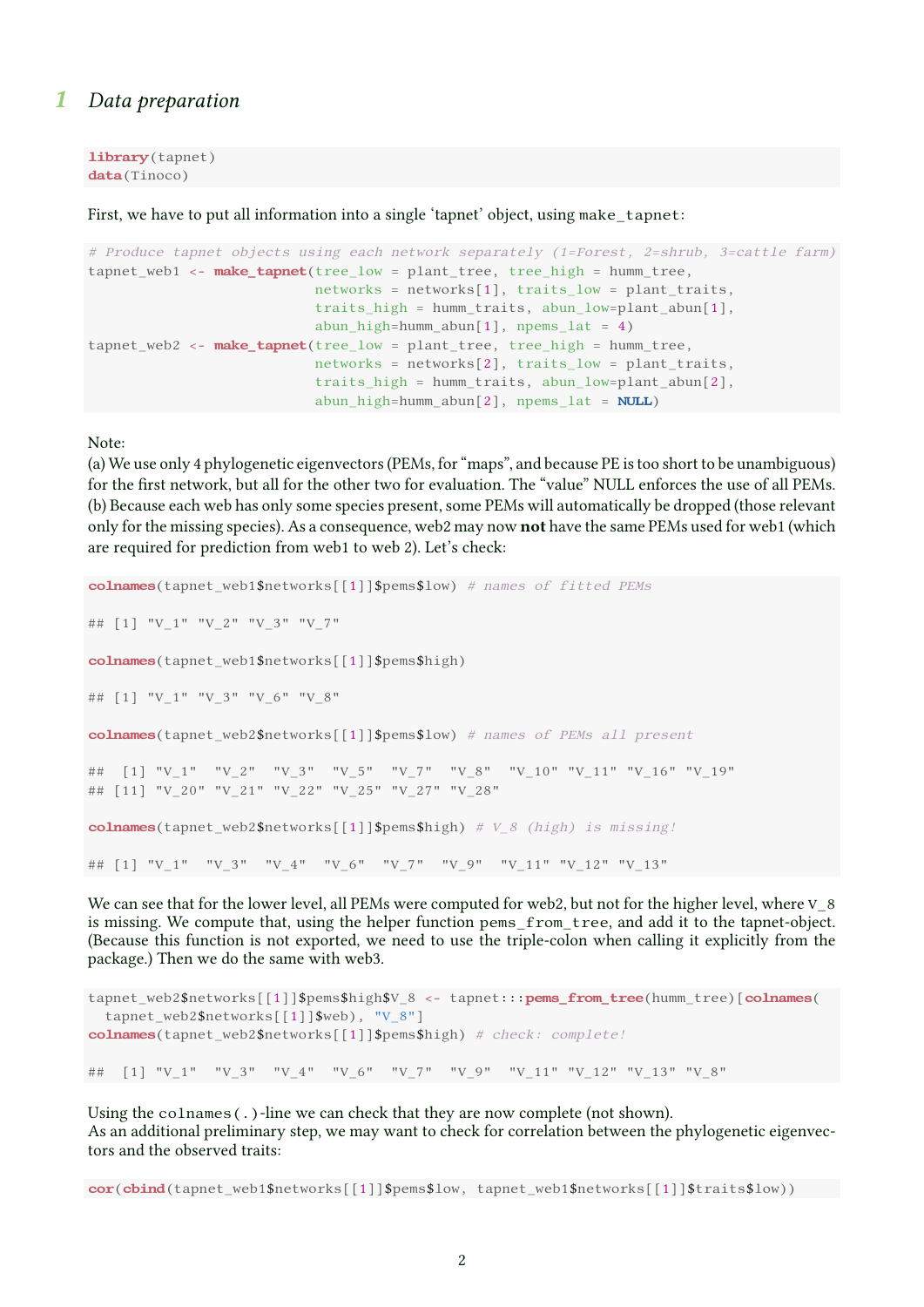# 1 Data preparation

```
library(tapnet)
data(Tinoco)
```

First, we have to put all information into a single 'tapnet' object, using `make_tapnet`:

```
# Produce tapnet objects using each network separately (1=Forest, 2=shrub, 3=cattle farm)
tapnet_web1 <- make_tapnet(tree_low = plant_tree, tree_high = humm_tree,
                           networks = networks[1], traits_low = plant_traits,
                           traits_high = humm_traits, abun_low=plant_abun[1],
                           abun_high=humm_abun[1], npems_lat = 4)
tapnet_web2 <- make_tapnet(tree_low = plant_tree, tree_high = humm_tree,
                           networks = networks[2], traits_low = plant_traits,
                           traits_high = humm_traits, abun_low=plant_abun[2],
                           abun_high=humm_abun[2], npems_lat = NULL)
```

Note:
(a) We use only 4 phylogenetic eigenvectors (PEMs, for "maps", and because PE is too short to be unambiguous) for the first network, but all for the other two for evaluation. The "value" NULL enforces the use of all PEMs.
(b) Because each web has only some species present, some PEMs will automatically be dropped (those relevant only for the missing species). As a consequence, web2 may now **not** have the same PEMs used for web1 (which are required for prediction from web1 to web 2). Let's check:

```
colnames(tapnet_web1$networks[[1]]$pems$low) # names of fitted PEMs

## [1] "V_1" "V_2" "V_3" "V_7"

colnames(tapnet_web1$networks[[1]]$pems$high)

## [1] "V_1" "V_3" "V_6" "V_8"

colnames(tapnet_web2$networks[[1]]$pems$low) # names of PEMs all present

##  [1] "V_1"  "V_2"  "V_3"  "V_5"  "V_7"  "V_8"  "V_10" "V_11" "V_16" "V_19"
## [11] "V_20" "V_21" "V_22" "V_25" "V_27" "V_28"

colnames(tapnet_web2$networks[[1]]$pems$high) # V_8 (high) is missing!

## [1] "V_1"  "V_3"  "V_4"  "V_6"  "V_7"  "V_9"  "V_11" "V_12" "V_13"
```

We can see that for the lower level, all PEMs were computed for web2, but not for the higher level, where `V_8` is missing. We compute that, using the helper function `pems_from_tree`, and add it to the tapnet-object. (Because this function is not exported, we need to use the triple-colon when calling it explicitly from the package.) Then we do the same with web3.

```
tapnet_web2$networks[[1]]$pems$high$V_8 <- tapnet:::pems_from_tree(humm_tree)[colnames(
  tapnet_web2$networks[[1]]$web), "V_8"]
colnames(tapnet_web2$networks[[1]]$pems$high) # check: complete!

##  [1] "V_1"  "V_3"  "V_4"  "V_6"  "V_7"  "V_9"  "V_11" "V_12" "V_13" "V_8"
```

Using the `colnames(.)`-line we can check that they are now complete (not shown).
As an additional preliminary step, we may want to check for correlation between the phylogenetic eigenvectors and the observed traits:

```
cor(cbind(tapnet_web1$networks[[1]]$pems$low, tapnet_web1$networks[[1]]$traits$low))
```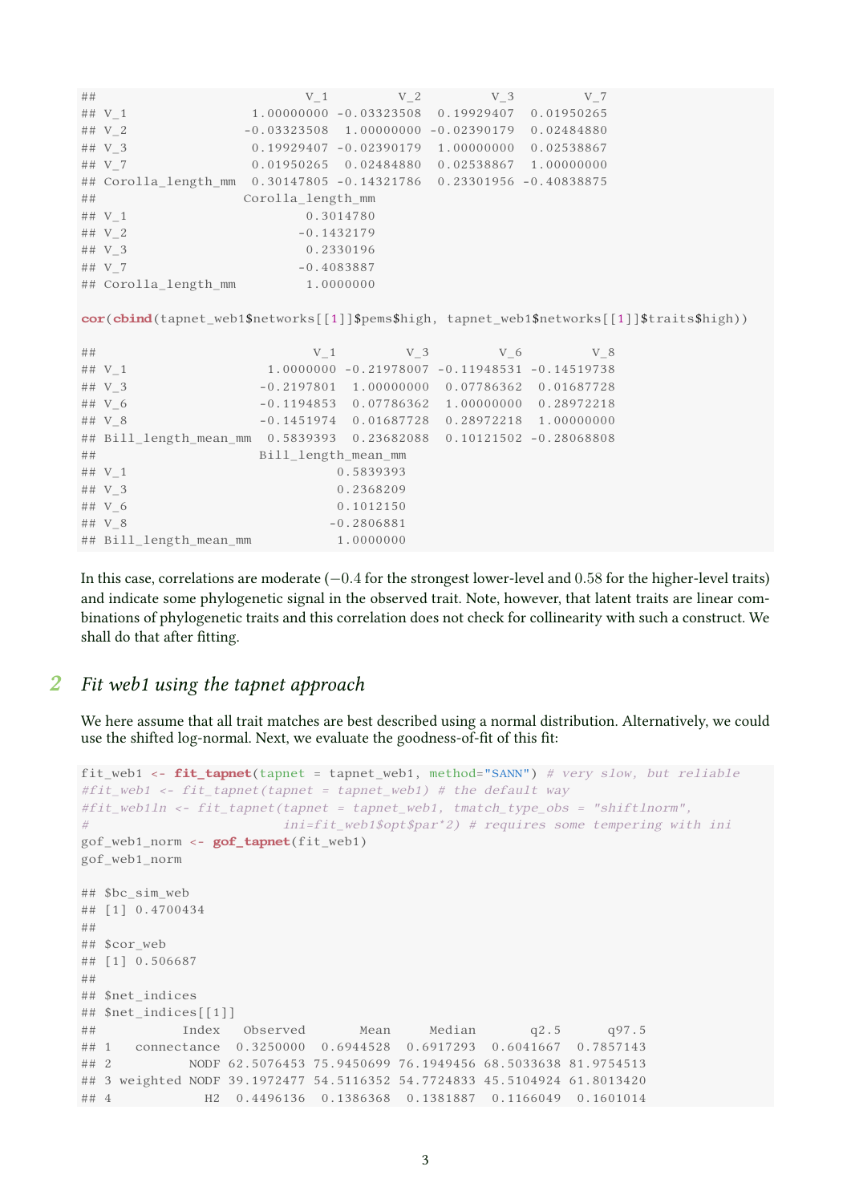```
##                            V_1         V_2         V_3         V_7
## V_1                 1.00000000 -0.03323508  0.19929407  0.01950265
## V_2                -0.03323508  1.00000000 -0.02390179  0.02484880
## V_3                 0.19929407 -0.02390179  1.00000000  0.02538867
## V_7                 0.01950265  0.02484880  0.02538867  1.00000000
## Corolla_length_mm  0.30147805 -0.14321786  0.23301956 -0.40838875
##                   Corolla_length_mm
## V_1                       0.3014780
## V_2                      -0.1432179
## V_3                       0.2330196
## V_7                      -0.4083887
## Corolla_length_mm         1.0000000
```

```
cor(cbind(tapnet_web1$networks[[1]]$pems$high, tapnet_web1$networks[[1]]$traits$high))
```

```
##                            V_1         V_3         V_6         V_8
## V_1                  1.0000000 -0.21978007 -0.11948531 -0.14519738
## V_3                 -0.2197801  1.00000000  0.07786362  0.01687728
## V_6                 -0.1194853  0.07786362  1.00000000  0.28972218
## V_8                 -0.1451974  0.01687728  0.28972218  1.00000000
## Bill_length_mean_mm  0.5839393  0.23682088  0.10121502 -0.28068808
##                     Bill_length_mean_mm
## V_1                           0.5839393
## V_3                           0.2368209
## V_6                           0.1012150
## V_8                          -0.2806881
## Bill_length_mean_mm           1.0000000
```

In this case, correlations are moderate ($-0.4$ for the strongest lower-level and 0.58 for the higher-level traits) and indicate some phylogenetic signal in the observed trait. Note, however, that latent traits are linear combinations of phylogenetic traits and this correlation does not check for collinearity with such a construct. We shall do that after fitting.

## 2 *Fit web1 using the tapnet approach*

We here assume that all trait matches are best described using a normal distribution. Alternatively, we could use the shifted log-normal. Next, we evaluate the goodness-of-fit of this fit:

```
fit_web1 <- fit_tapnet(tapnet = tapnet_web1, method="SANN") # very slow, but reliable
#fit_web1 <- fit_tapnet(tapnet = tapnet_web1) # the default way
#fit_web1ln <- fit_tapnet(tapnet = tapnet_web1, tmatch_type_obs = "shiftlnorm",
#                         ini=fit_web1$opt$par*2) # requires some tempering with ini
gof_web1_norm <- gof_tapnet(fit_web1)
gof_web1_norm
```

```
## $bc_sim_web
## [1] 0.4700434
##
## $cor_web
## [1] 0.506687
##
## $net_indices
## $net_indices[[1]]
##           Index   Observed       Mean     Median       q2.5      q97.5
## 1   connectance  0.3250000  0.6944528  0.6917293  0.6041667  0.7857143
## 2          NODF 62.5076453 75.9450699 76.1949456 68.5033638 81.9754513
## 3 weighted NODF 39.1972477 54.5116352 54.7724833 45.5104924 61.8013420
## 4            H2  0.4496136  0.1386368  0.1381887  0.1166049  0.1601014
```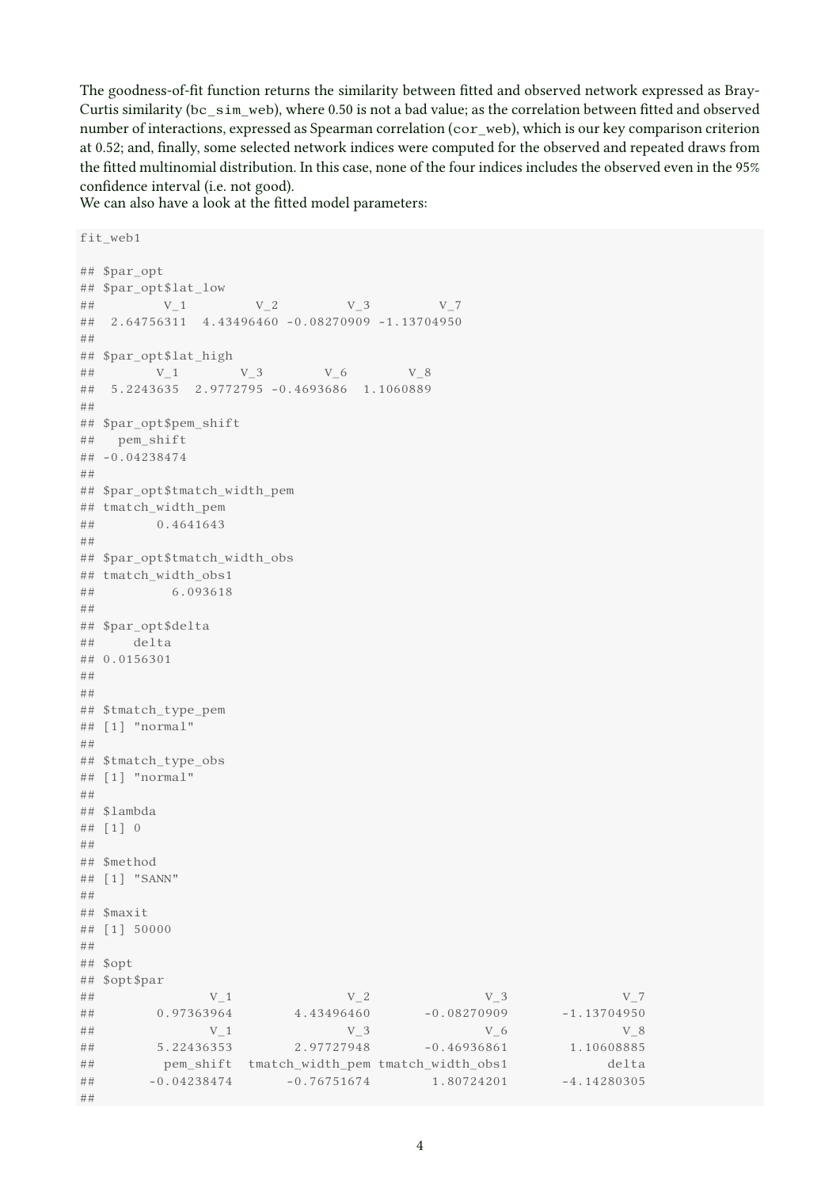The goodness-of-fit function returns the similarity between fitted and observed network expressed as Bray-Curtis similarity (`bc_sim_web`), where 0.50 is not a bad value; as the correlation between fitted and observed number of interactions, expressed as Spearman correlation (`cor_web`), which is our key comparison criterion at 0.52; and, finally, some selected network indices were computed for the observed and repeated draws from the fitted multinomial distribution. In this case, none of the four indices includes the observed even in the 95% confidence interval (i.e. not good).

We can also have a look at the fitted model parameters:

```
fit_web1

## $par_opt
## $par_opt$lat_low
##         V_1         V_2         V_3         V_7 
##  2.64756311  4.43496460 -0.08270909 -1.13704950 
## 
## $par_opt$lat_high
##        V_1        V_3        V_6        V_8 
##  5.2243635  2.9772795 -0.4693686  1.1060889 
## 
## $par_opt$pem_shift
##   pem_shift 
## -0.04238474 
## 
## $par_opt$tmatch_width_pem
## tmatch_width_pem 
##        0.4641643 
## 
## $par_opt$tmatch_width_obs
## tmatch_width_obs1 
##          6.093618 
## 
## $par_opt$delta
##     delta 
## 0.0156301 
## 
## 
## $tmatch_type_pem
## [1] "normal"
## 
## $tmatch_type_obs
## [1] "normal"
## 
## $lambda
## [1] 0
## 
## $method
## [1] "SANN"
## 
## $maxit
## [1] 50000
## 
## $opt
## $opt$par
##              V_1              V_2              V_3              V_7 
##       0.97363964       4.43496460      -0.08270909      -1.13704950 
##              V_1              V_3              V_6              V_8 
##       5.22436353       2.97727948      -0.46936861       1.10608885 
##        pem_shift tmatch_width_pem tmatch_width_obs1            delta 
##      -0.04238474      -0.76751674       1.80724201      -4.14280305 
## 
```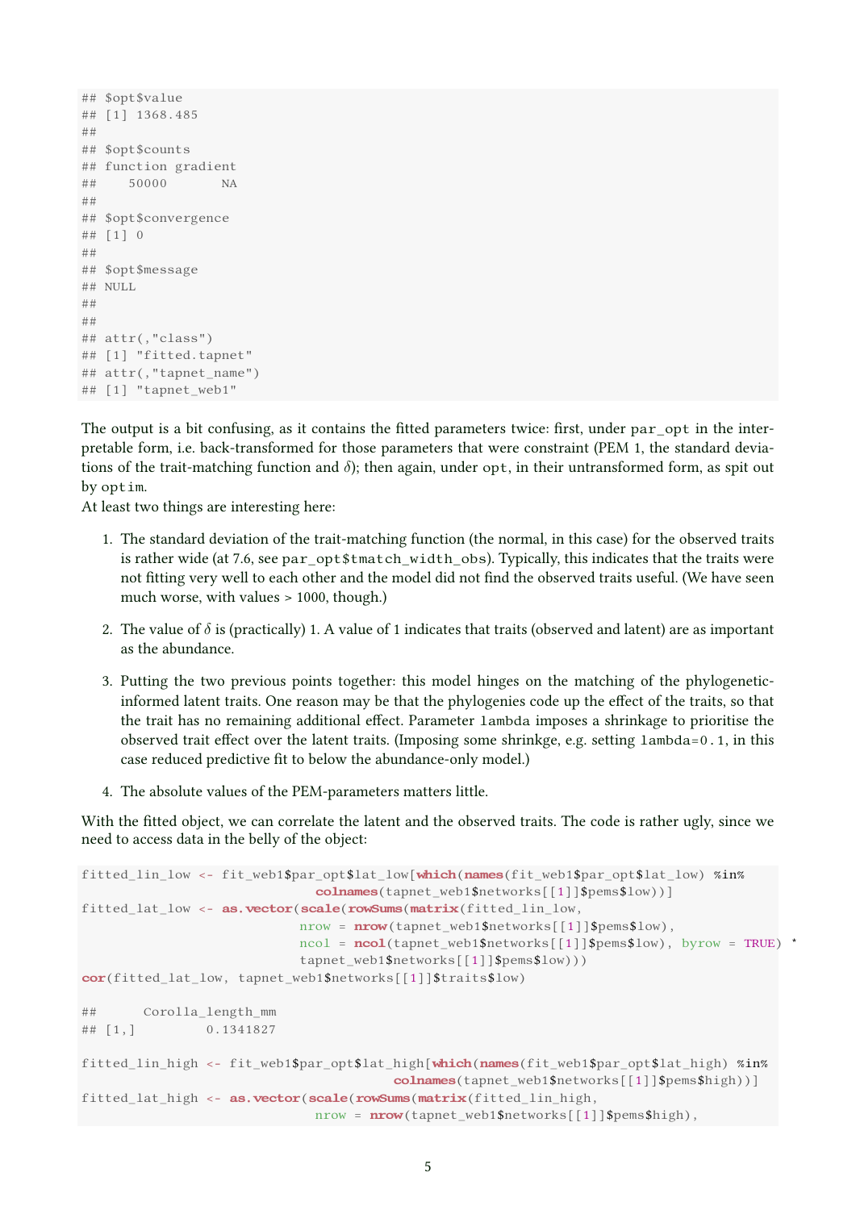```
## $opt$value
## [1] 1368.485
##
## $opt$counts
## function gradient
##    50000       NA
##
## $opt$convergence
## [1] 0
##
## $opt$message
## NULL
##
##
## attr(,"class")
## [1] "fitted.tapnet"
## attr(,"tapnet_name")
## [1] "tapnet_web1"
```

The output is a bit confusing, as it contains the fitted parameters twice: first, under `par_opt` in the interpretable form, i.e. back-transformed for those parameters that were constraint (PEM 1, the standard deviations of the trait-matching function and $\delta$); then again, under `opt`, in their untransformed form, as spit out by `optim`.

At least two things are interesting here:

1. The standard deviation of the trait-matching function (the normal, in this case) for the observed traits is rather wide (at 7.6, see `par_opt$tmatch_width_obs`). Typically, this indicates that the traits were not fitting very well to each other and the model did not find the observed traits useful. (We have seen much worse, with values > 1000, though.)

2. The value of $\delta$ is (practically) 1. A value of 1 indicates that traits (observed and latent) are as important as the abundance.

3. Putting the two previous points together: this model hinges on the matching of the phylogenetic-informed latent traits. One reason may be that the phylogenies code up the effect of the traits, so that the trait has no remaining additional effect. Parameter `lambda` imposes a shrinkage to prioritise the observed trait effect over the latent traits. (Imposing some shrinkge, e.g. setting `lambda=0.1`, in this case reduced predictive fit to below the abundance-only model.)

4. The absolute values of the PEM-parameters matters little.

With the fitted object, we can correlate the latent and the observed traits. The code is rather ugly, since we need to access data in the belly of the object:

```
fitted_lin_low <- fit_web1$par_opt$lat_low[which(names(fit_web1$par_opt$lat_low) %in%
                        colnames(tapnet_web1$networks[[1]]$pems$low))]
fitted_lat_low <- as.vector(scale(rowSums(matrix(fitted_lin_low,
                        nrow = nrow(tapnet_web1$networks[[1]]$pems$low),
                        ncol = ncol(tapnet_web1$networks[[1]]$pems$low), byrow = TRUE) *
                        tapnet_web1$networks[[1]]$pems$low)))
cor(fitted_lat_low, tapnet_web1$networks[[1]]$traits$low)

##      Corolla_length_mm
## [1,]         0.1341827

fitted_lin_high <- fit_web1$par_opt$lat_high[which(names(fit_web1$par_opt$lat_high) %in%
                        colnames(tapnet_web1$networks[[1]]$pems$high))]
fitted_lat_high <- as.vector(scale(rowSums(matrix(fitted_lin_high,
                        nrow = nrow(tapnet_web1$networks[[1]]$pems$high),
```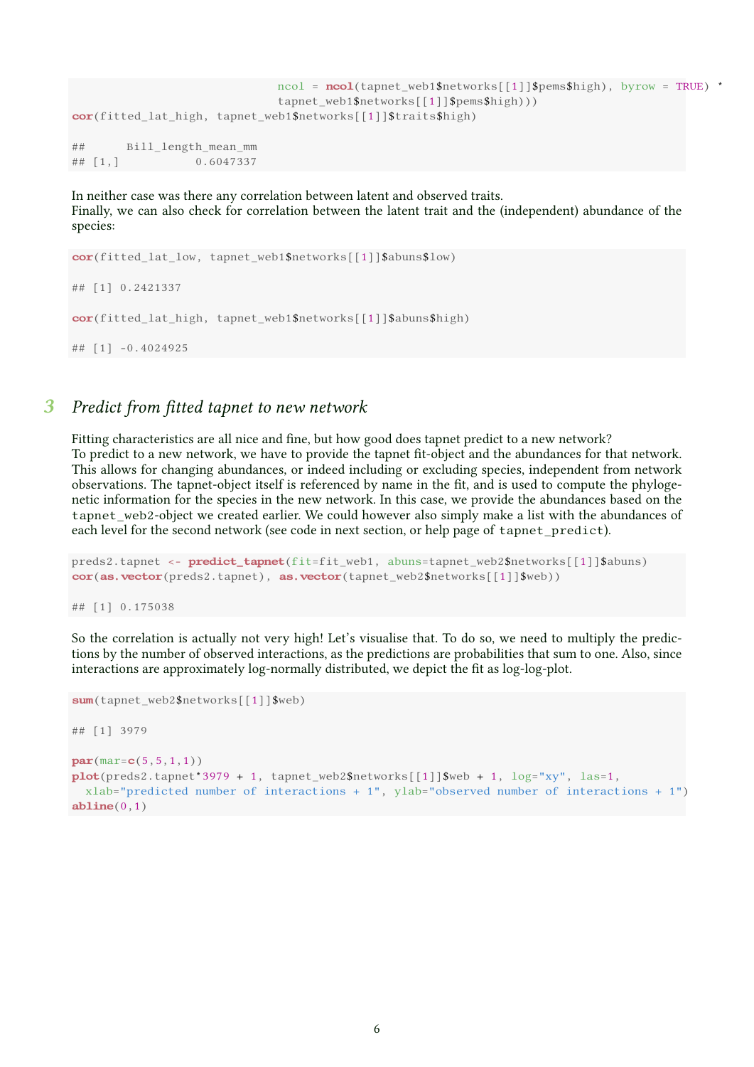```
                              ncol = ncol(tapnet_web1$networks[[1]]$pems$high), byrow = TRUE) *
                              tapnet_web1$networks[[1]]$pems$high)))
cor(fitted_lat_high, tapnet_web1$networks[[1]]$traits$high)

##      Bill_length_mean_mm
## [1,]           0.6047337
```

In neither case was there any correlation between latent and observed traits.
Finally, we can also check for correlation between the latent trait and the (independent) abundance of the species:

```
cor(fitted_lat_low, tapnet_web1$networks[[1]]$abuns$low)

## [1] 0.2421337

cor(fitted_lat_high, tapnet_web1$networks[[1]]$abuns$high)

## [1] -0.4024925
```

## 3 *Predict from fitted tapnet to new network*

Fitting characteristics are all nice and fine, but how good does tapnet predict to a new network?
To predict to a new network, we have to provide the tapnet fit-object and the abundances for that network. This allows for changing abundances, or indeed including or excluding species, independent from network observations. The tapnet-object itself is referenced by name in the fit, and is used to compute the phylogenetic information for the species in the new network. In this case, we provide the abundances based on the `tapnet_web2`-object we created earlier. We could however also simply make a list with the abundances of each level for the second network (see code in next section, or help page of `tapnet_predict`).

```
preds2.tapnet <- predict_tapnet(fit=fit_web1, abuns=tapnet_web2$networks[[1]]$abuns)
cor(as.vector(preds2.tapnet), as.vector(tapnet_web2$networks[[1]]$web))

## [1] 0.175038
```

So the correlation is actually not very high! Let's visualise that. To do so, we need to multiply the predictions by the number of observed interactions, as the predictions are probabilities that sum to one. Also, since interactions are approximately log-normally distributed, we depict the fit as log-log-plot.

```
sum(tapnet_web2$networks[[1]]$web)

## [1] 3979

par(mar=c(5,5,1,1))
plot(preds2.tapnet*3979 + 1, tapnet_web2$networks[[1]]$web + 1, log="xy", las=1,
  xlab="predicted number of interactions + 1", ylab="observed number of interactions + 1")
abline(0,1)
```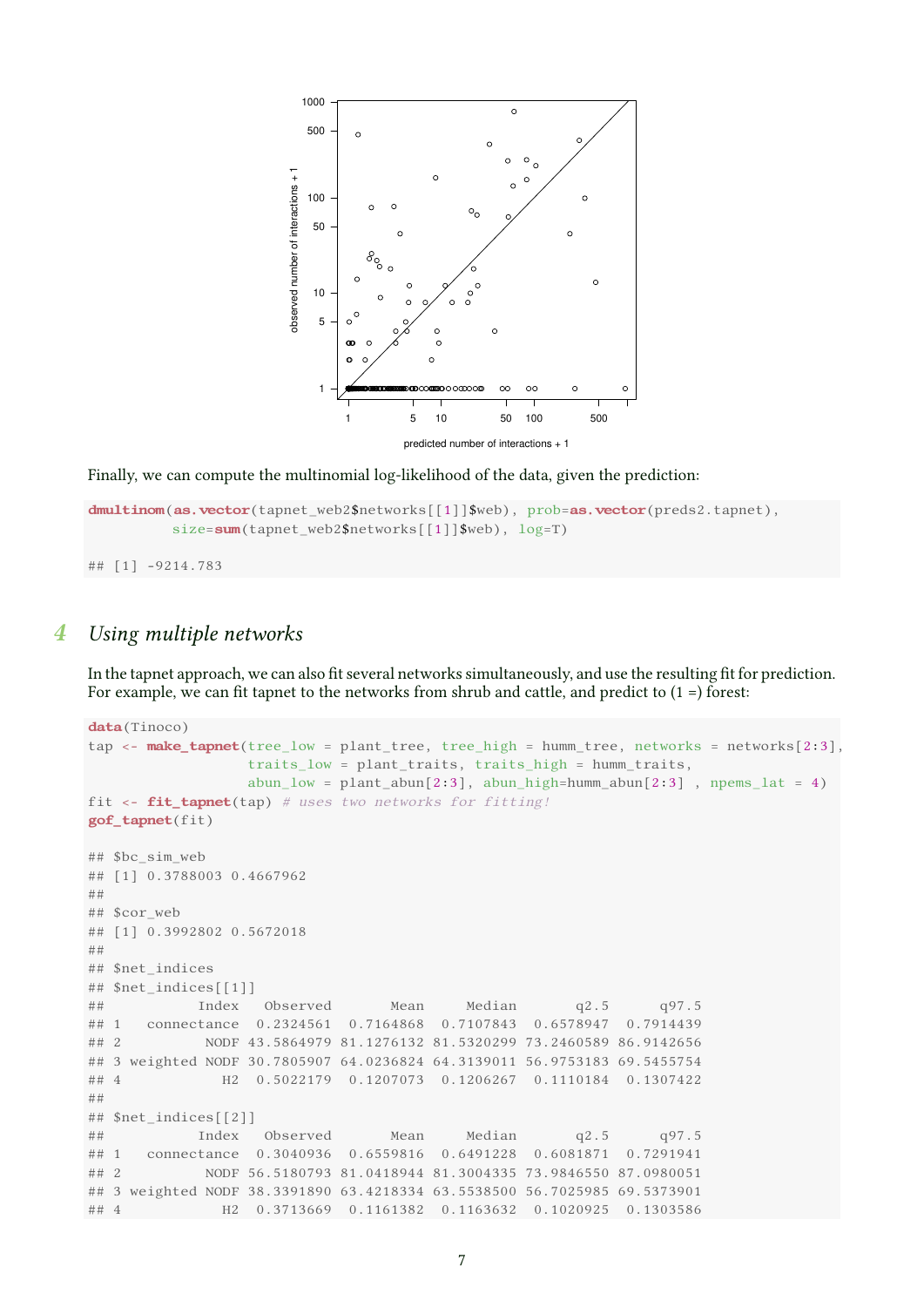Finally, we can compute the multinomial log-likelihood of the data, given the prediction:

```
dmultinom(as.vector(tapnet_web2$networks[[1]]$web), prob=as.vector(preds2.tapnet),
          size=sum(tapnet_web2$networks[[1]]$web), log=T)

## [1] -9214.783
```

## 4 Using multiple networks

In the tapnet approach, we can also fit several networks simultaneously, and use the resulting fit for prediction. For example, we can fit tapnet to the networks from shrub and cattle, and predict to (1 =) forest:

```
data(Tinoco)
tap <- make_tapnet(tree_low = plant_tree, tree_high = humm_tree, networks = networks[2:3],
                   traits_low = plant_traits, traits_high = humm_traits,
                   abun_low = plant_abun[2:3], abun_high=humm_abun[2:3] , npems_lat = 4)
fit <- fit_tapnet(tap) # uses two networks for fitting!
gof_tapnet(fit)

## $bc_sim_web
## [1] 0.3788003 0.4667962
##
## $cor_web
## [1] 0.3992802 0.5672018
##
## $net_indices
## $net_indices[[1]]
##           Index   Observed       Mean     Median       q2.5      q97.5
## 1   connectance  0.2324561  0.7164868  0.7107843  0.6578947  0.7914439
## 2          NODF 43.5864979 81.1276132 81.5320299 73.2460589 86.9142656
## 3 weighted NODF 30.7805907 64.0236824 64.3139011 56.9753183 69.5455754
## 4            H2  0.5022179  0.1207073  0.1206267  0.1110184  0.1307422
##
## $net_indices[[2]]
##           Index   Observed       Mean     Median       q2.5      q97.5
## 1   connectance  0.3040936  0.6559816  0.6491228  0.6081871  0.7291941
## 2          NODF 56.5180793 81.0418944 81.3004335 73.9846550 87.0980051
## 3 weighted NODF 38.3391890 63.4218334 63.5538500 56.7025985 69.5373901
## 4            H2  0.3713669  0.1161382  0.1163632  0.1020925  0.1303586
```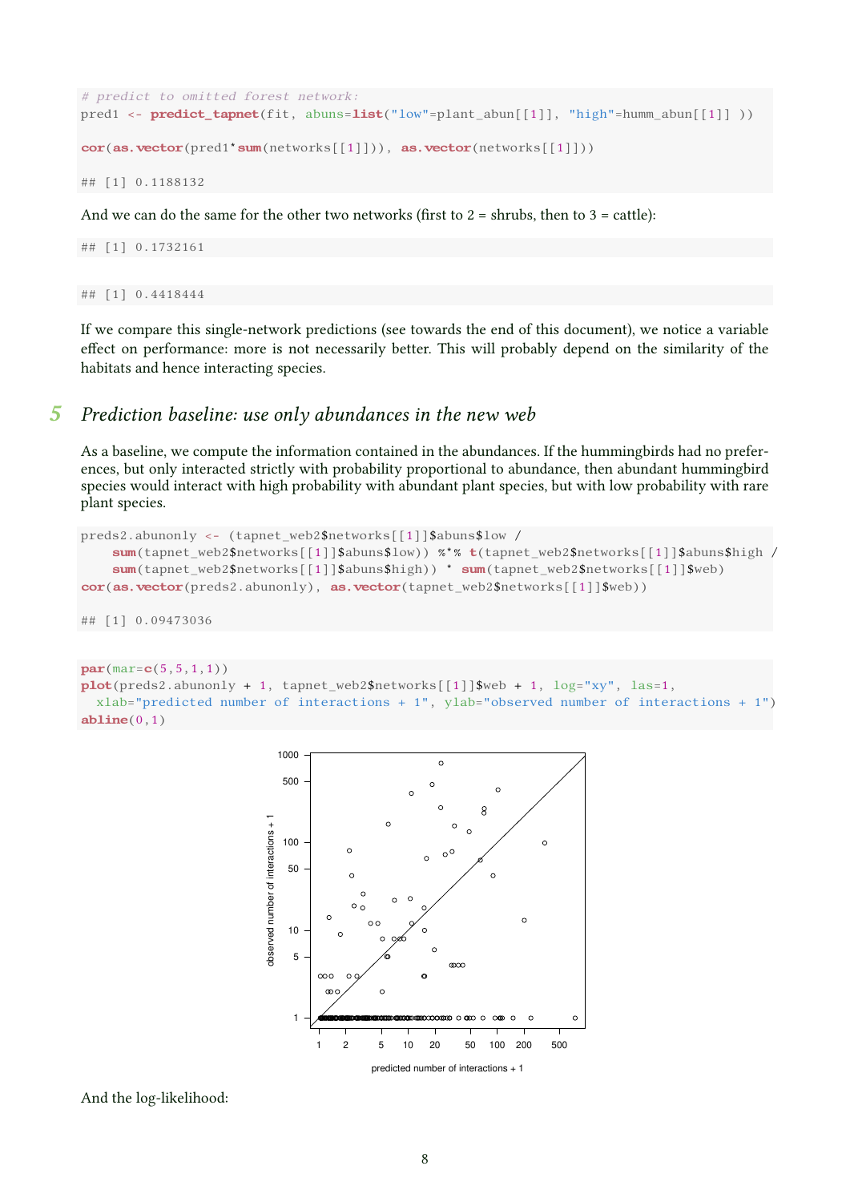```
# predict to omitted forest network:
pred1 <- predict_tapnet(fit, abuns=list("low"=plant_abun[[1]], "high"=humm_abun[[1]] ))

cor(as.vector(pred1*sum(networks[[1]])), as.vector(networks[[1]]))

## [1] 0.1188132
```

And we can do the same for the other two networks (first to 2 = shrubs, then to 3 = cattle):

```
## [1] 0.1732161
```

```
## [1] 0.4418444
```

If we compare this single-network predictions (see towards the end of this document), we notice a variable effect on performance: more is not necessarily better. This will probably depend on the similarity of the habitats and hence interacting species.

## 5 *Prediction baseline: use only abundances in the new web*

As a baseline, we compute the information contained in the abundances. If the hummingbirds had no preferences, but only interacted strictly with probability proportional to abundance, then abundant hummingbird species would interact with high probability with abundant plant species, but with low probability with rare plant species.

```
preds2.abunonly <- (tapnet_web2$networks[[1]]$abuns$low /
    sum(tapnet_web2$networks[[1]]$abuns$low)) %*% t(tapnet_web2$networks[[1]]$abuns$high /
    sum(tapnet_web2$networks[[1]]$abuns$high)) * sum(tapnet_web2$networks[[1]]$web)
cor(as.vector(preds2.abunonly), as.vector(tapnet_web2$networks[[1]]$web))

## [1] 0.09473036
```

```
par(mar=c(5,5,1,1))
plot(preds2.abunonly + 1, tapnet_web2$networks[[1]]$web + 1, log="xy", las=1,
  xlab="predicted number of interactions + 1", ylab="observed number of interactions + 1")
abline(0,1)
```

And the log-likelihood: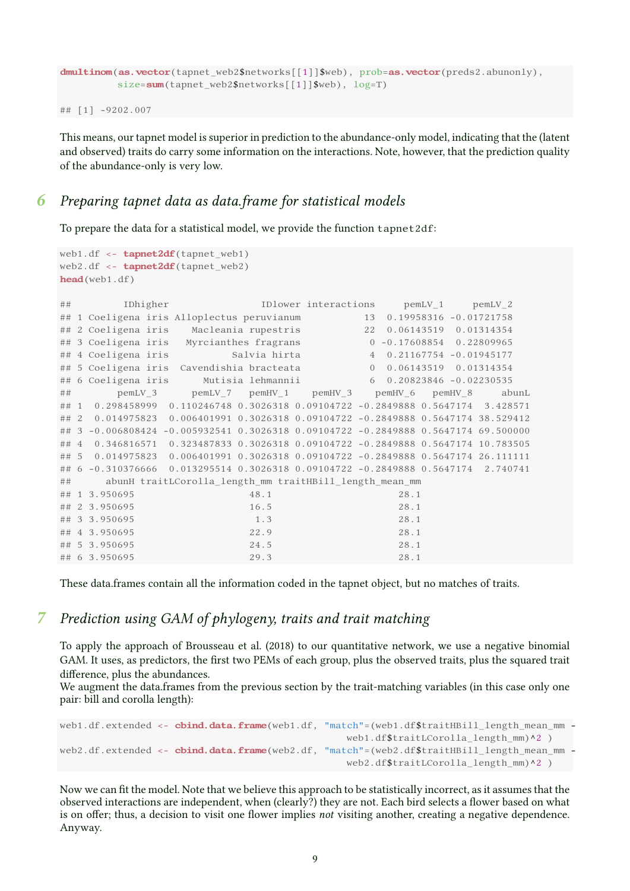```r
dmultinom(as.vector(tapnet_web2$networks[[1]]$web), prob=as.vector(preds2.abunonly),
          size=sum(tapnet_web2$networks[[1]]$web), log=T)
```

```
## [1] -9202.007
```

This means, our tapnet model is superior in prediction to the abundance-only model, indicating that the (latent and observed) traits do carry some information on the interactions. Note, however, that the prediction quality of the abundance-only is very low.

## 6 Preparing tapnet data as data.frame for statistical models

To prepare the data for a statistical model, we provide the function `tapnet2df`:

```r
web1.df <- tapnet2df(tapnet_web1)
web2.df <- tapnet2df(tapnet_web2)
head(web1.df)
```

```
##          IDhigher               IDlower interactions      pemLV_1      pemLV_2
## 1 Coeligena iris Alloplectus peruvianum           13  0.19958316 -0.01721758
## 2 Coeligena iris    Macleania rupestris           22  0.06143519  0.01314354
## 3 Coeligena iris   Myrcianthes fragrans            0 -0.17608854  0.22809965
## 4 Coeligena iris          Salvia hirta             4  0.21167754 -0.01945177
## 5 Coeligena iris  Cavendishia bracteata            0  0.06143519  0.01314354
## 6 Coeligena iris      Mutisia lehmannii            6  0.20823846 -0.02230535
##        pemLV_3      pemLV_7   pemHV_1    pemHV_3    pemHV_6   pemHV_8     abunL
## 1  0.298458999  0.110246748 0.3026318 0.09104722 -0.2849888 0.5647174  3.428571
## 2  0.014975823  0.006401991 0.3026318 0.09104722 -0.2849888 0.5647174 38.529412
## 3 -0.006808424 -0.005932541 0.3026318 0.09104722 -0.2849888 0.5647174 69.500000
## 4  0.346816571  0.323487833 0.3026318 0.09104722 -0.2849888 0.5647174 10.783505
## 5  0.014975823  0.006401991 0.3026318 0.09104722 -0.2849888 0.5647174 26.111111
## 6 -0.310376666  0.013295514 0.3026318 0.09104722 -0.2849888 0.5647174  2.740741
##      abunH traitLCorolla_length_mm traitHBill_length_mean_mm
## 1 3.950695                    48.1                      28.1
## 2 3.950695                    16.5                      28.1
## 3 3.950695                     1.3                      28.1
## 4 3.950695                    22.9                      28.1
## 5 3.950695                    24.5                      28.1
## 6 3.950695                    29.3                      28.1
```

These data.frames contain all the information coded in the tapnet object, but no matches of traits.

## 7 Prediction using GAM of phylogeny, traits and trait matching

To apply the approach of Brousseau et al. (2018) to our quantitative network, we use a negative binomial GAM. It uses, as predictors, the first two PEMs of each group, plus the observed traits, plus the squared trait difference, plus the abundances.
We augment the data.frames from the previous section by the trait-matching variables (in this case only one pair: bill and corolla length):

```r
web1.df.extended <- cbind.data.frame(web1.df, "match"=(web1.df$traitHBill_length_mean_mm -
                                          web1.df$traitLCorolla_length_mm)^2 )
web2.df.extended <- cbind.data.frame(web2.df, "match"=(web2.df$traitHBill_length_mean_mm -
                                          web2.df$traitLCorolla_length_mm)^2 )
```

Now we can fit the model. Note that we believe this approach to be statistically incorrect, as it assumes that the observed interactions are independent, when (clearly?) they are not. Each bird selects a flower based on what is on offer; thus, a decision to visit one flower implies *not* visiting another, creating a negative dependence. Anyway.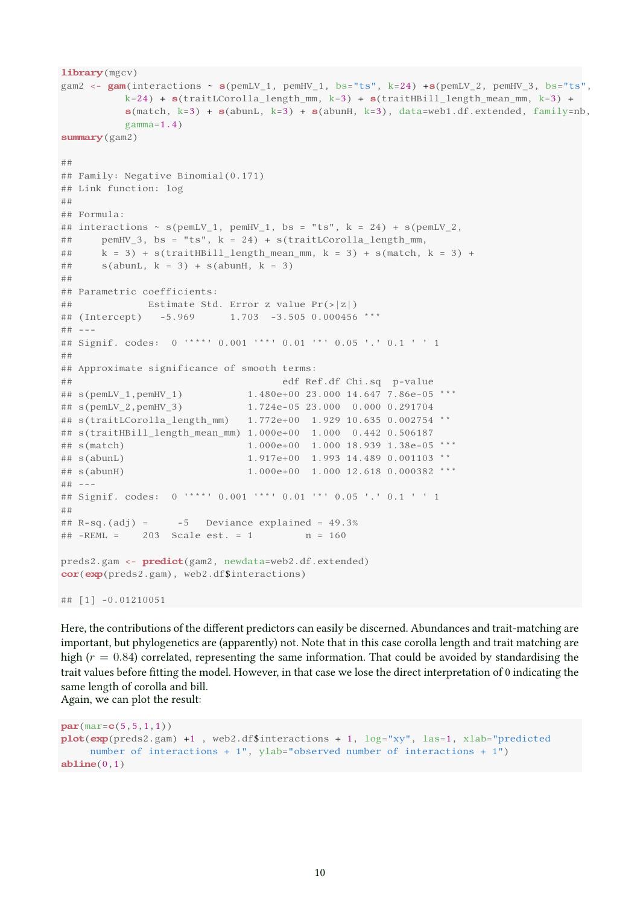```r
library(mgcv)
gam2 <- gam(interactions ~ s(pemLV_1, pemHV_1, bs="ts", k=24) +s(pemLV_2, pemHV_3, bs="ts",
           k=24) + s(traitLCorolla_length_mm, k=3) + s(traitHBill_length_mean_mm, k=3) +
           s(match, k=3) + s(abunL, k=3) + s(abunH, k=3), data=web1.df.extended, family=nb,
           gamma=1.4)
summary(gam2)

##
## Family: Negative Binomial(0.171)
## Link function: log
##
## Formula:
## interactions ~ s(pemLV_1, pemHV_1, bs = "ts", k = 24) + s(pemLV_2,
##     pemHV_3, bs = "ts", k = 24) + s(traitLCorolla_length_mm,
##     k = 3) + s(traitHBill_length_mean_mm, k = 3) + s(match, k = 3) +
##     s(abunL, k = 3) + s(abunH, k = 3)
##
## Parametric coefficients:
##             Estimate Std. Error z value Pr(>|z|)
## (Intercept)   -5.969      1.703  -3.505 0.000456 ***
## ---
## Signif. codes:  0 '***' 0.001 '**' 0.01 '*' 0.05 '.' 0.1 ' ' 1
##
## Approximate significance of smooth terms:
##                                   edf Ref.df Chi.sq  p-value
## s(pemLV_1,pemHV_1)           1.480e+00 23.000 14.647 7.86e-05 ***
## s(pemLV_2,pemHV_3)           1.724e-05 23.000  0.000 0.291704
## s(traitLCorolla_length_mm)   1.772e+00  1.929 10.635 0.002754 **
## s(traitHBill_length_mean_mm) 1.000e+00  1.000  0.442 0.506187
## s(match)                     1.000e+00  1.000 18.939 1.38e-05 ***
## s(abunL)                     1.917e+00  1.993 14.489 0.001103 **
## s(abunH)                     1.000e+00  1.000 12.618 0.000382 ***
## ---
## Signif. codes:  0 '***' 0.001 '**' 0.01 '*' 0.05 '.' 0.1 ' ' 1
##
## R-sq.(adj) =     -5   Deviance explained = 49.3%
## -REML =    203  Scale est. = 1         n = 160

preds2.gam <- predict(gam2, newdata=web2.df.extended)
cor(exp(preds2.gam), web2.df$interactions)

## [1] -0.01210051
```

Here, the contributions of the different predictors can easily be discerned. Abundances and trait-matching are important, but phylogenetics are (apparently) not. Note that in this case corolla length and trait matching are high ($r = 0.84$) correlated, representing the same information. That could be avoided by standardising the trait values before fitting the model. However, in that case we lose the direct interpretation of 0 indicating the same length of corolla and bill.
Again, we can plot the result:

```r
par(mar=c(5,5,1,1))
plot(exp(preds2.gam) +1 , web2.df$interactions + 1, log="xy", las=1, xlab="predicted
     number of interactions + 1", ylab="observed number of interactions + 1")
abline(0,1)
```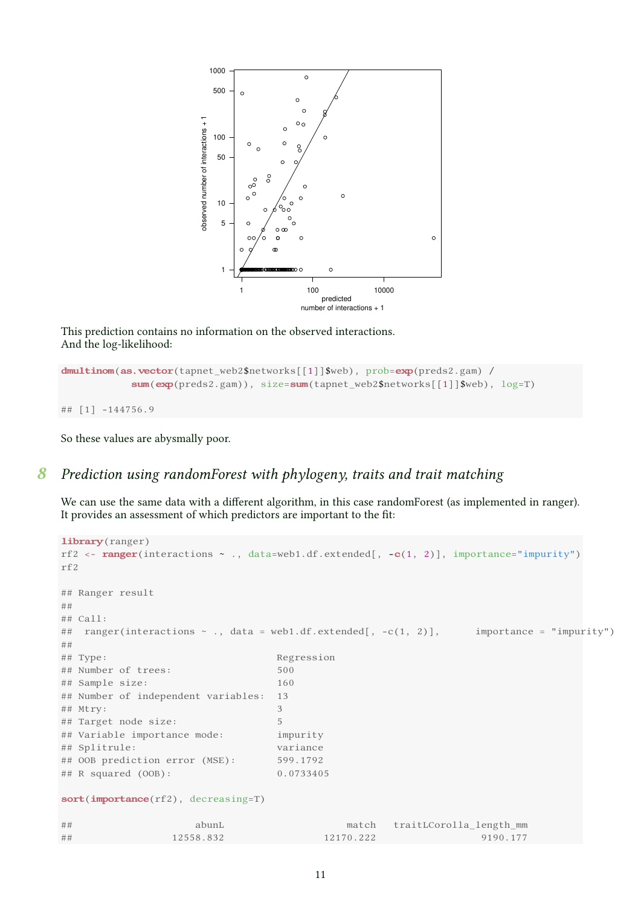This prediction contains no information on the observed interactions.
And the log-likelihood:

```
dmultinom(as.vector(tapnet_web2$networks[[1]]$web), prob=exp(preds2.gam) /
           sum(exp(preds2.gam)), size=sum(tapnet_web2$networks[[1]]$web), log=T)

## [1] -144756.9
```

So these values are abysmally poor.

## 8 Prediction using randomForest with phylogeny, traits and trait matching

We can use the same data with a different algorithm, in this case randomForest (as implemented in ranger).
It provides an assessment of which predictors are important to the fit:

```
library(ranger)
rf2 <- ranger(interactions ~ ., data=web1.df.extended[, -c(1, 2)], importance="impurity")
rf2

## Ranger result
##
## Call:
##  ranger(interactions ~ ., data = web1.df.extended[, -c(1, 2)],      importance = "impurity")
##
## Type:                             Regression
## Number of trees:                  500
## Sample size:                      160
## Number of independent variables:  13
## Mtry:                             3
## Target node size:                 5
## Variable importance mode:         impurity
## Splitrule:                        variance
## OOB prediction error (MSE):       599.1792
## R squared (OOB):                  0.0733405

sort(importance(rf2), decreasing=T)

##                  abunL                  match   traitLCorolla_length_mm
##              12558.832              12170.222                  9190.177
```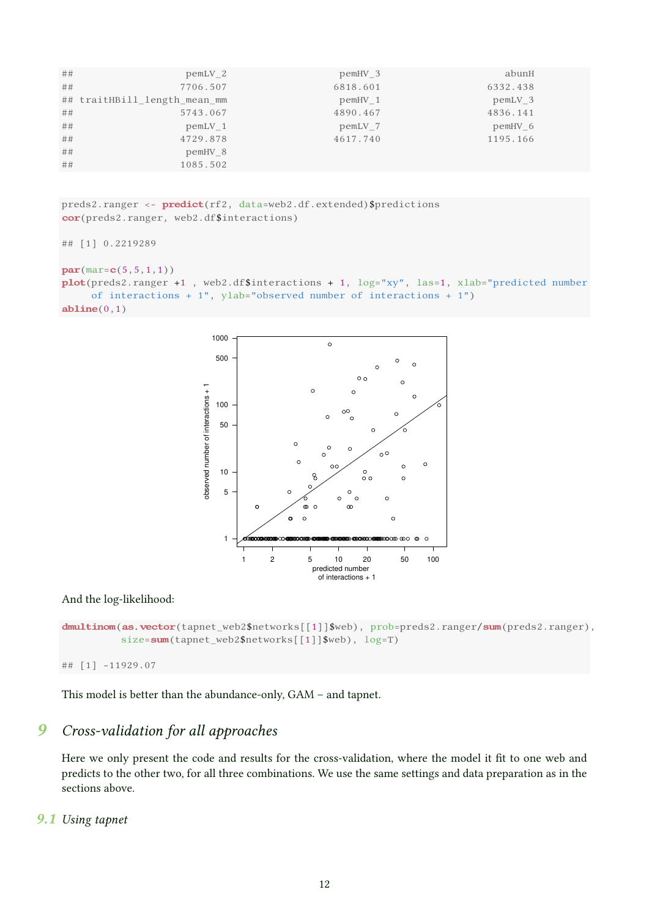```
##                      pemLV_2                      pemHV_3                      abunH
##                     7706.507                     6818.601                   6332.438
## traitHBill_length_mean_mm                      pemHV_1                      pemLV_3
##                     5743.067                     4890.467                   4836.141
##                      pemLV_1                      pemLV_7                      pemHV_6
##                     4729.878                     4617.740                   1195.166
##                      pemHV_8
##                     1085.502
```

```
preds2.ranger <- predict(rf2, data=web2.df.extended)$predictions
cor(preds2.ranger, web2.df$interactions)

## [1] 0.2219289

par(mar=c(5,5,1,1))
plot(preds2.ranger +1 , web2.df$interactions + 1, log="xy", las=1, xlab="predicted number
     of interactions + 1", ylab="observed number of interactions + 1")
abline(0,1)
```

And the log-likelihood:

```
dmultinom(as.vector(tapnet_web2$networks[[1]]$web), prob=preds2.ranger/sum(preds2.ranger),
         size=sum(tapnet_web2$networks[[1]]$web), log=T)

## [1] -11929.07
```

This model is better than the abundance-only, GAM – and tapnet.

# 9 *Cross-validation for all approaches*

Here we only present the code and results for the cross-validation, where the model it fit to one web and predicts to the other two, for all three combinations. We use the same settings and data preparation as in the sections above.

## 9.1 *Using tapnet*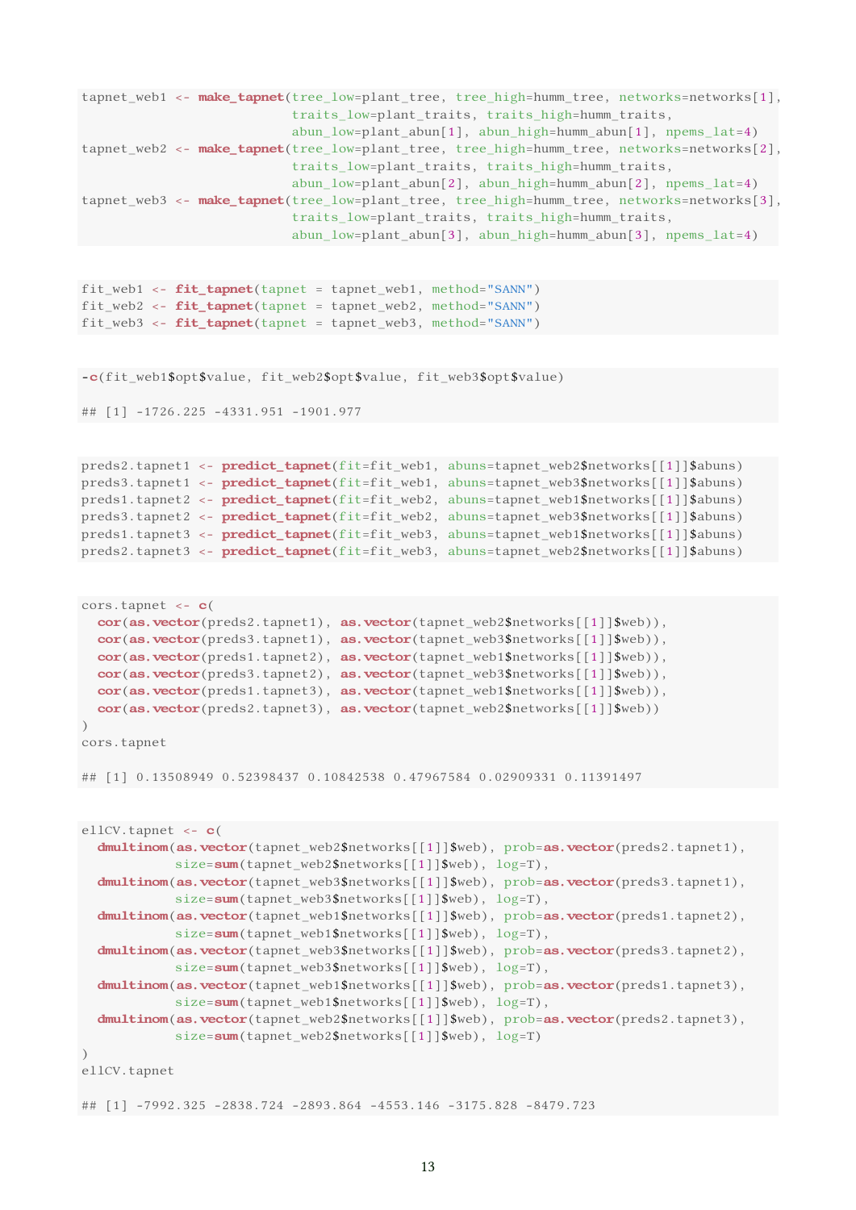```
tapnet_web1 <- make_tapnet(tree_low=plant_tree, tree_high=humm_tree, networks=networks[1],
                           traits_low=plant_traits, traits_high=humm_traits,
                           abun_low=plant_abun[1], abun_high=humm_abun[1], npems_lat=4)
tapnet_web2 <- make_tapnet(tree_low=plant_tree, tree_high=humm_tree, networks=networks[2],
                           traits_low=plant_traits, traits_high=humm_traits,
                           abun_low=plant_abun[2], abun_high=humm_abun[2], npems_lat=4)
tapnet_web3 <- make_tapnet(tree_low=plant_tree, tree_high=humm_tree, networks=networks[3],
                           traits_low=plant_traits, traits_high=humm_traits,
                           abun_low=plant_abun[3], abun_high=humm_abun[3], npems_lat=4)
```

```
fit_web1 <- fit_tapnet(tapnet = tapnet_web1, method="SANN")
fit_web2 <- fit_tapnet(tapnet = tapnet_web2, method="SANN")
fit_web3 <- fit_tapnet(tapnet = tapnet_web3, method="SANN")
```

```
-c(fit_web1$opt$value, fit_web2$opt$value, fit_web3$opt$value)

## [1] -1726.225 -4331.951 -1901.977
```

```
preds2.tapnet1 <- predict_tapnet(fit=fit_web1, abuns=tapnet_web2$networks[[1]]$abuns)
preds3.tapnet1 <- predict_tapnet(fit=fit_web1, abuns=tapnet_web3$networks[[1]]$abuns)
preds1.tapnet2 <- predict_tapnet(fit=fit_web2, abuns=tapnet_web1$networks[[1]]$abuns)
preds3.tapnet2 <- predict_tapnet(fit=fit_web2, abuns=tapnet_web3$networks[[1]]$abuns)
preds1.tapnet3 <- predict_tapnet(fit=fit_web3, abuns=tapnet_web1$networks[[1]]$abuns)
preds2.tapnet3 <- predict_tapnet(fit=fit_web3, abuns=tapnet_web2$networks[[1]]$abuns)
```

```
cors.tapnet <- c(
  cor(as.vector(preds2.tapnet1), as.vector(tapnet_web2$networks[[1]]$web)),
  cor(as.vector(preds3.tapnet1), as.vector(tapnet_web3$networks[[1]]$web)),
  cor(as.vector(preds1.tapnet2), as.vector(tapnet_web1$networks[[1]]$web)),
  cor(as.vector(preds3.tapnet2), as.vector(tapnet_web3$networks[[1]]$web)),
  cor(as.vector(preds1.tapnet3), as.vector(tapnet_web1$networks[[1]]$web)),
  cor(as.vector(preds2.tapnet3), as.vector(tapnet_web2$networks[[1]]$web))
)
cors.tapnet

## [1] 0.13508949 0.52398437 0.10842538 0.47967584 0.02909331 0.11391497
```

```
ellCV.tapnet <- c(
  dmultinom(as.vector(tapnet_web2$networks[[1]]$web), prob=as.vector(preds2.tapnet1),
            size=sum(tapnet_web2$networks[[1]]$web), log=T),
  dmultinom(as.vector(tapnet_web3$networks[[1]]$web), prob=as.vector(preds3.tapnet1),
            size=sum(tapnet_web3$networks[[1]]$web), log=T),
  dmultinom(as.vector(tapnet_web1$networks[[1]]$web), prob=as.vector(preds1.tapnet2),
            size=sum(tapnet_web1$networks[[1]]$web), log=T),
  dmultinom(as.vector(tapnet_web3$networks[[1]]$web), prob=as.vector(preds3.tapnet2),
            size=sum(tapnet_web3$networks[[1]]$web), log=T),
  dmultinom(as.vector(tapnet_web1$networks[[1]]$web), prob=as.vector(preds1.tapnet3),
            size=sum(tapnet_web1$networks[[1]]$web), log=T),
  dmultinom(as.vector(tapnet_web2$networks[[1]]$web), prob=as.vector(preds2.tapnet3),
            size=sum(tapnet_web2$networks[[1]]$web), log=T)
)
ellCV.tapnet

## [1] -7992.325 -2838.724 -2893.864 -4553.146 -3175.828 -8479.723
```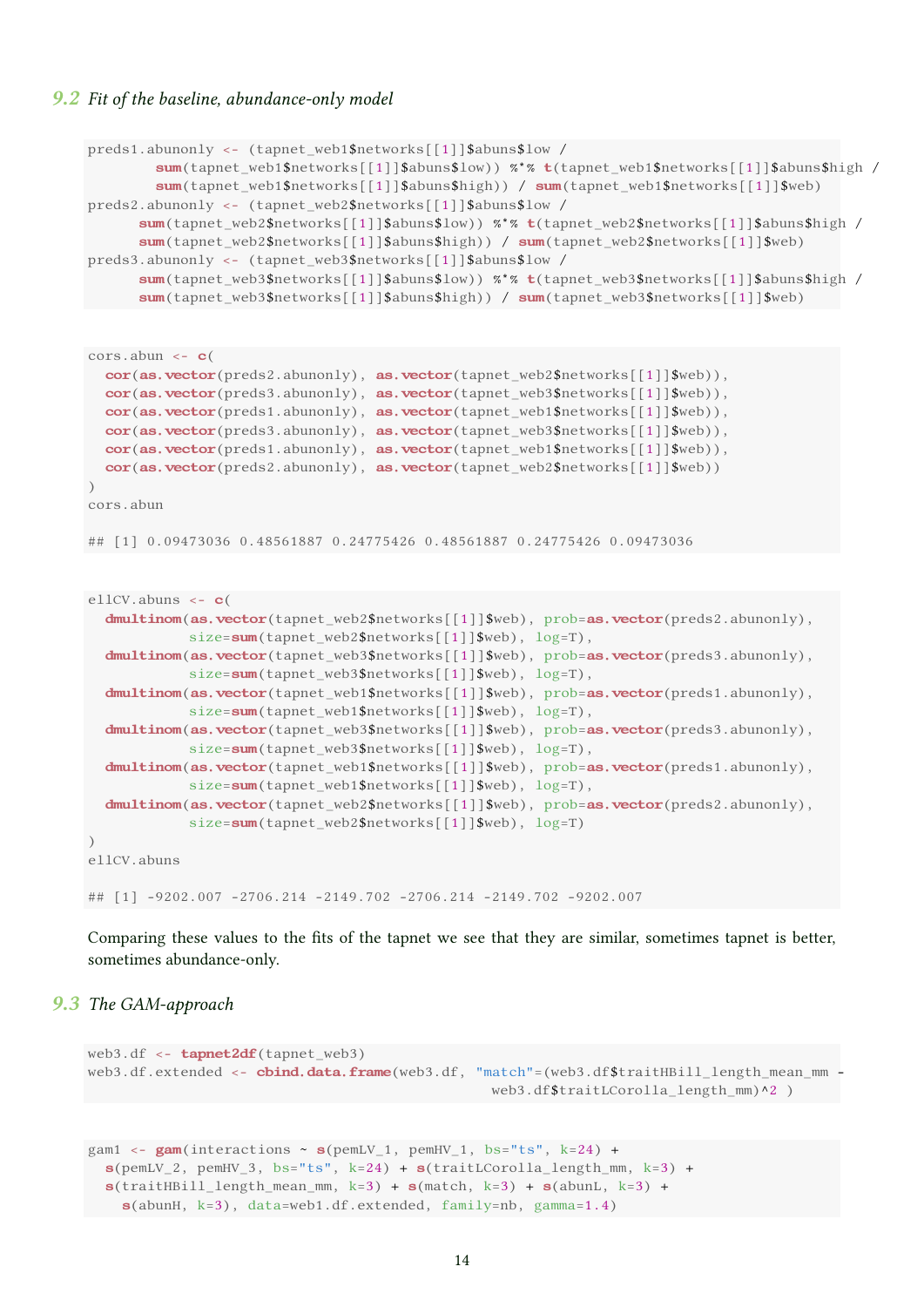## 9.2 Fit of the baseline, abundance-only model

```
preds1.abunonly <- (tapnet_web1$networks[[1]]$abuns$low /
        sum(tapnet_web1$networks[[1]]$abuns$low)) %*% t(tapnet_web1$networks[[1]]$abuns$high /
        sum(tapnet_web1$networks[[1]]$abuns$high)) / sum(tapnet_web1$networks[[1]]$web)
preds2.abunonly <- (tapnet_web2$networks[[1]]$abuns$low /
      sum(tapnet_web2$networks[[1]]$abuns$low)) %*% t(tapnet_web2$networks[[1]]$abuns$high /
      sum(tapnet_web2$networks[[1]]$abuns$high)) / sum(tapnet_web2$networks[[1]]$web)
preds3.abunonly <- (tapnet_web3$networks[[1]]$abuns$low /
      sum(tapnet_web3$networks[[1]]$abuns$low)) %*% t(tapnet_web3$networks[[1]]$abuns$high /
      sum(tapnet_web3$networks[[1]]$abuns$high)) / sum(tapnet_web3$networks[[1]]$web)
```

```
cors.abun <- c(
  cor(as.vector(preds2.abunonly), as.vector(tapnet_web2$networks[[1]]$web)),
  cor(as.vector(preds3.abunonly), as.vector(tapnet_web3$networks[[1]]$web)),
  cor(as.vector(preds1.abunonly), as.vector(tapnet_web1$networks[[1]]$web)),
  cor(as.vector(preds3.abunonly), as.vector(tapnet_web3$networks[[1]]$web)),
  cor(as.vector(preds1.abunonly), as.vector(tapnet_web1$networks[[1]]$web)),
  cor(as.vector(preds2.abunonly), as.vector(tapnet_web2$networks[[1]]$web))
)
cors.abun

## [1] 0.09473036 0.48561887 0.24775426 0.48561887 0.24775426 0.09473036
```

```
ellCV.abuns <- c(
  dmultinom(as.vector(tapnet_web2$networks[[1]]$web), prob=as.vector(preds2.abunonly),
            size=sum(tapnet_web2$networks[[1]]$web), log=T),
  dmultinom(as.vector(tapnet_web3$networks[[1]]$web), prob=as.vector(preds3.abunonly),
            size=sum(tapnet_web3$networks[[1]]$web), log=T),
  dmultinom(as.vector(tapnet_web1$networks[[1]]$web), prob=as.vector(preds1.abunonly),
            size=sum(tapnet_web1$networks[[1]]$web), log=T),
  dmultinom(as.vector(tapnet_web3$networks[[1]]$web), prob=as.vector(preds3.abunonly),
            size=sum(tapnet_web3$networks[[1]]$web), log=T),
  dmultinom(as.vector(tapnet_web1$networks[[1]]$web), prob=as.vector(preds1.abunonly),
            size=sum(tapnet_web1$networks[[1]]$web), log=T),
  dmultinom(as.vector(tapnet_web2$networks[[1]]$web), prob=as.vector(preds2.abunonly),
            size=sum(tapnet_web2$networks[[1]]$web), log=T)
)
ellCV.abuns

## [1] -9202.007 -2706.214 -2149.702 -2706.214 -2149.702 -9202.007
```

Comparing these values to the fits of the tapnet we see that they are similar, sometimes tapnet is better, sometimes abundance-only.

## 9.3 The GAM-approach

```
web3.df <- tapnet2df(tapnet_web3)
web3.df.extended <- cbind.data.frame(web3.df, "match"=(web3.df$traitHBill_length_mean_mm -
                                                  web3.df$traitLCorolla_length_mm)^2 )
```

```
gam1 <- gam(interactions ~ s(pemLV_1, pemHV_1, bs="ts", k=24) +
  s(pemLV_2, pemHV_3, bs="ts", k=24) + s(traitLCorolla_length_mm, k=3) +
  s(traitHBill_length_mean_mm, k=3) + s(match, k=3) + s(abunL, k=3) +
    s(abunH, k=3), data=web1.df.extended, family=nb, gamma=1.4)
```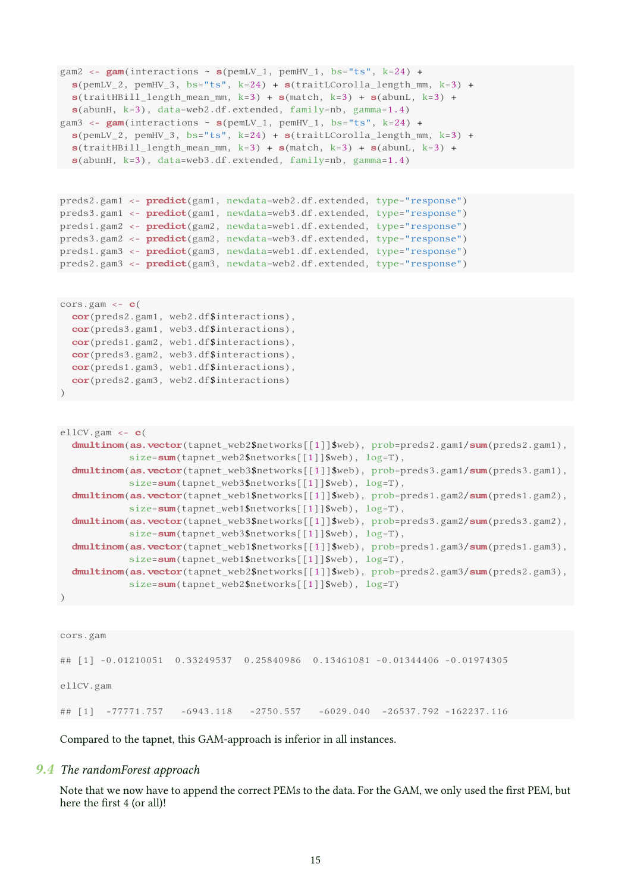```
gam2 <- gam(interactions ~ s(pemLV_1, pemHV_1, bs="ts", k=24) +
  s(pemLV_2, pemHV_3, bs="ts", k=24) + s(traitLCorolla_length_mm, k=3) +
  s(traitHBill_length_mean_mm, k=3) + s(match, k=3) + s(abunL, k=3) +
  s(abunH, k=3), data=web2.df.extended, family=nb, gamma=1.4)
gam3 <- gam(interactions ~ s(pemLV_1, pemHV_1, bs="ts", k=24) +
  s(pemLV_2, pemHV_3, bs="ts", k=24) + s(traitLCorolla_length_mm, k=3) +
  s(traitHBill_length_mean_mm, k=3) + s(match, k=3) + s(abunL, k=3) +
  s(abunH, k=3), data=web3.df.extended, family=nb, gamma=1.4)
```

```
preds2.gam1 <- predict(gam1, newdata=web2.df.extended, type="response")
preds3.gam1 <- predict(gam1, newdata=web3.df.extended, type="response")
preds1.gam2 <- predict(gam2, newdata=web1.df.extended, type="response")
preds3.gam2 <- predict(gam2, newdata=web3.df.extended, type="response")
preds1.gam3 <- predict(gam3, newdata=web1.df.extended, type="response")
preds2.gam3 <- predict(gam3, newdata=web2.df.extended, type="response")
```

```
cors.gam <- c(
  cor(preds2.gam1, web2.df$interactions),
  cor(preds3.gam1, web3.df$interactions),
  cor(preds1.gam2, web1.df$interactions),
  cor(preds3.gam2, web3.df$interactions),
  cor(preds1.gam3, web1.df$interactions),
  cor(preds2.gam3, web2.df$interactions)
)
```

```
ellCV.gam <- c(
  dmultinom(as.vector(tapnet_web2$networks[[1]]$web), prob=preds2.gam1/sum(preds2.gam1),
            size=sum(tapnet_web2$networks[[1]]$web), log=T),
  dmultinom(as.vector(tapnet_web3$networks[[1]]$web), prob=preds3.gam1/sum(preds3.gam1),
            size=sum(tapnet_web3$networks[[1]]$web), log=T),
  dmultinom(as.vector(tapnet_web1$networks[[1]]$web), prob=preds1.gam2/sum(preds1.gam2),
            size=sum(tapnet_web1$networks[[1]]$web), log=T),
  dmultinom(as.vector(tapnet_web3$networks[[1]]$web), prob=preds3.gam2/sum(preds3.gam2),
            size=sum(tapnet_web3$networks[[1]]$web), log=T),
  dmultinom(as.vector(tapnet_web1$networks[[1]]$web), prob=preds1.gam3/sum(preds1.gam3),
            size=sum(tapnet_web1$networks[[1]]$web), log=T),
  dmultinom(as.vector(tapnet_web2$networks[[1]]$web), prob=preds2.gam3/sum(preds2.gam3),
            size=sum(tapnet_web2$networks[[1]]$web), log=T)
)
```

```
cors.gam

## [1] -0.01210051  0.33249537  0.25840986  0.13461081 -0.01344406 -0.01974305

ellCV.gam

## [1]  -77771.757   -6943.118   -2750.557   -6029.040  -26537.792 -162237.116
```

Compared to the tapnet, this GAM-approach is inferior in all instances.

## 9.4 *The randomForest approach*

Note that we now have to append the correct PEMs to the data. For the GAM, we only used the first PEM, but here the first 4 (or all)!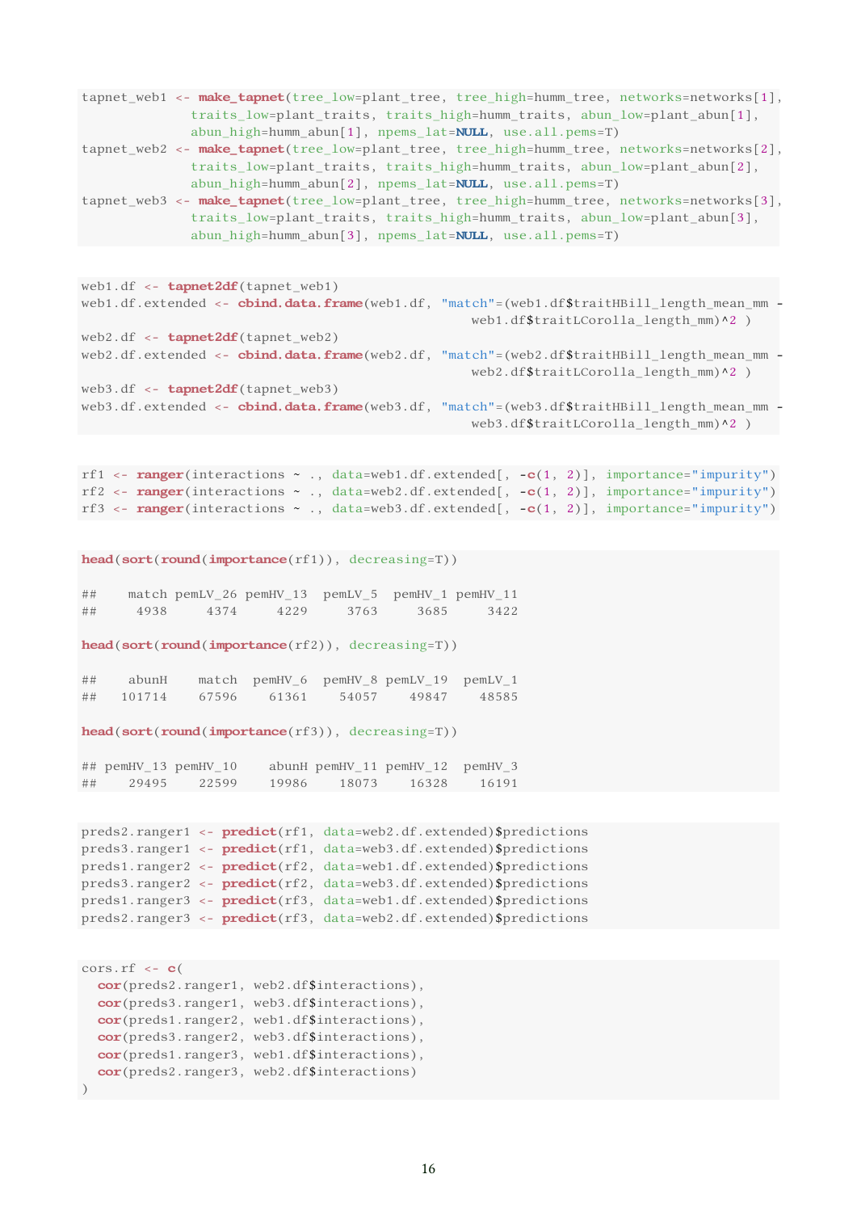```r
tapnet_web1 <- make_tapnet(tree_low=plant_tree, tree_high=humm_tree, networks=networks[1],
              traits_low=plant_traits, traits_high=humm_traits, abun_low=plant_abun[1],
              abun_high=humm_abun[1], npems_lat=NULL, use.all.pems=T)
tapnet_web2 <- make_tapnet(tree_low=plant_tree, tree_high=humm_tree, networks=networks[2],
              traits_low=plant_traits, traits_high=humm_traits, abun_low=plant_abun[2],
              abun_high=humm_abun[2], npems_lat=NULL, use.all.pems=T)
tapnet_web3 <- make_tapnet(tree_low=plant_tree, tree_high=humm_tree, networks=networks[3],
              traits_low=plant_traits, traits_high=humm_traits, abun_low=plant_abun[3],
              abun_high=humm_abun[3], npems_lat=NULL, use.all.pems=T)
```

```r
web1.df <- tapnet2df(tapnet_web1)
web1.df.extended <- cbind.data.frame(web1.df, "match"=(web1.df$traitHBill_length_mean_mm -
                                                       web1.df$traitLCorolla_length_mm)^2 )
web2.df <- tapnet2df(tapnet_web2)
web2.df.extended <- cbind.data.frame(web2.df, "match"=(web2.df$traitHBill_length_mean_mm -
                                                       web2.df$traitLCorolla_length_mm)^2 )
web3.df <- tapnet2df(tapnet_web3)
web3.df.extended <- cbind.data.frame(web3.df, "match"=(web3.df$traitHBill_length_mean_mm -
                                                       web3.df$traitLCorolla_length_mm)^2 )
```

```r
rf1 <- ranger(interactions ~ ., data=web1.df.extended[, -c(1, 2)], importance="impurity")
rf2 <- ranger(interactions ~ ., data=web2.df.extended[, -c(1, 2)], importance="impurity")
rf3 <- ranger(interactions ~ ., data=web3.df.extended[, -c(1, 2)], importance="impurity")
```

```r
head(sort(round(importance(rf1)), decreasing=T))

##    match pemLV_26 pemHV_13  pemLV_5  pemHV_1 pemHV_11
##     4938     4374     4229     3763     3685     3422

head(sort(round(importance(rf2)), decreasing=T))

##    abunH    match  pemHV_6  pemHV_8 pemLV_19  pemLV_1
##   101714    67596    61361    54057    49847    48585

head(sort(round(importance(rf3)), decreasing=T))

## pemHV_13 pemHV_10    abunH pemHV_11 pemHV_12  pemHV_3
##    29495    22599    19986    18073    16328    16191
```

```r
preds2.ranger1 <- predict(rf1, data=web2.df.extended)$predictions
preds3.ranger1 <- predict(rf1, data=web3.df.extended)$predictions
preds1.ranger2 <- predict(rf2, data=web1.df.extended)$predictions
preds3.ranger2 <- predict(rf2, data=web3.df.extended)$predictions
preds1.ranger3 <- predict(rf3, data=web1.df.extended)$predictions
preds2.ranger3 <- predict(rf3, data=web2.df.extended)$predictions
```

```r
cors.rf <- c(
  cor(preds2.ranger1, web2.df$interactions),
  cor(preds3.ranger1, web3.df$interactions),
  cor(preds1.ranger2, web1.df$interactions),
  cor(preds3.ranger2, web3.df$interactions),
  cor(preds1.ranger3, web1.df$interactions),
  cor(preds2.ranger3, web2.df$interactions)
)
```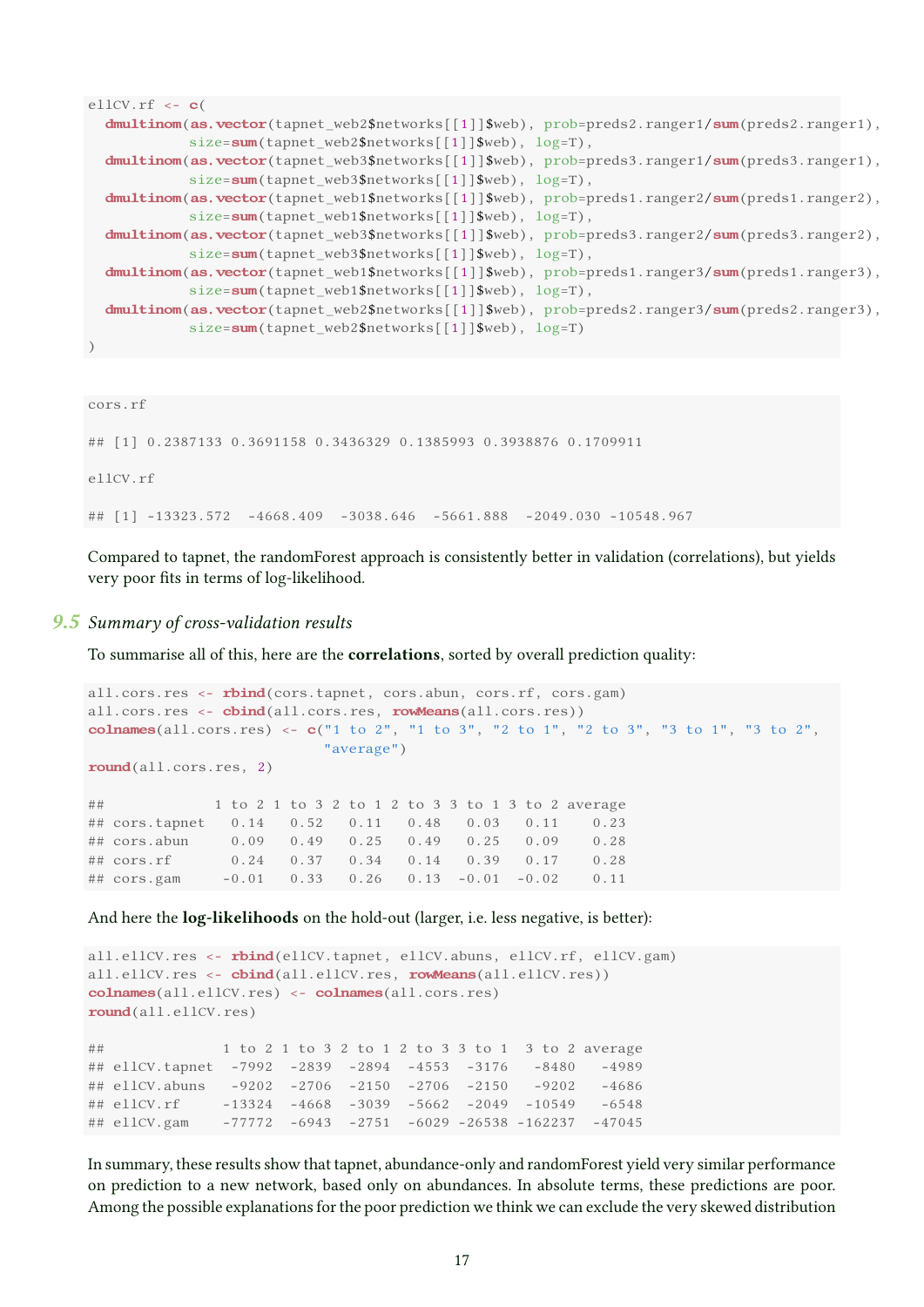```
ellCV.rf <- c(
  dmultinom(as.vector(tapnet_web2$networks[[1]]$web), prob=preds2.ranger1/sum(preds2.ranger1),
            size=sum(tapnet_web2$networks[[1]]$web), log=T),
  dmultinom(as.vector(tapnet_web3$networks[[1]]$web), prob=preds3.ranger1/sum(preds3.ranger1),
            size=sum(tapnet_web3$networks[[1]]$web), log=T),
  dmultinom(as.vector(tapnet_web1$networks[[1]]$web), prob=preds1.ranger2/sum(preds1.ranger2),
            size=sum(tapnet_web1$networks[[1]]$web), log=T),
  dmultinom(as.vector(tapnet_web3$networks[[1]]$web), prob=preds3.ranger2/sum(preds3.ranger2),
            size=sum(tapnet_web3$networks[[1]]$web), log=T),
  dmultinom(as.vector(tapnet_web1$networks[[1]]$web), prob=preds1.ranger3/sum(preds1.ranger3),
            size=sum(tapnet_web1$networks[[1]]$web), log=T),
  dmultinom(as.vector(tapnet_web2$networks[[1]]$web), prob=preds2.ranger3/sum(preds2.ranger3),
            size=sum(tapnet_web2$networks[[1]]$web), log=T)
)
```

```
cors.rf

## [1] 0.2387133 0.3691158 0.3436329 0.1385993 0.3938876 0.1709911

ellCV.rf

## [1] -13323.572  -4668.409  -3038.646  -5661.888  -2049.030 -10548.967
```

Compared to tapnet, the randomForest approach is consistently better in validation (correlations), but yields very poor fits in terms of log-likelihood.

## 9.5 *Summary of cross-validation results*

To summarise all of this, here are the **correlations**, sorted by overall prediction quality:

```
all.cors.res <- rbind(cors.tapnet, cors.abun, cors.rf, cors.gam)
all.cors.res <- cbind(all.cors.res, rowMeans(all.cors.res))
colnames(all.cors.res) <- c("1 to 2", "1 to 3", "2 to 1", "2 to 3", "3 to 1", "3 to 2",
                            "average")
round(all.cors.res, 2)

##             1 to 2 1 to 3 2 to 1 2 to 3 3 to 1 3 to 2 average
## cors.tapnet   0.14   0.52   0.11   0.48   0.03   0.11    0.23
## cors.abun     0.09   0.49   0.25   0.49   0.25   0.09    0.28
## cors.rf       0.24   0.37   0.34   0.14   0.39   0.17    0.28
## cors.gam     -0.01   0.33   0.26   0.13  -0.01  -0.02    0.11
```

And here the **log-likelihoods** on the hold-out (larger, i.e. less negative, is better):

```
all.ellCV.res <- rbind(ellCV.tapnet, ellCV.abuns, ellCV.rf, ellCV.gam)
all.ellCV.res <- cbind(all.ellCV.res, rowMeans(all.ellCV.res))
colnames(all.ellCV.res) <- colnames(all.cors.res)
round(all.ellCV.res)

##              1 to 2 1 to 3 2 to 1 2 to 3 3 to 1  3 to 2 average
## ellCV.tapnet  -7992  -2839  -2894  -4553  -3176   -8480   -4989
## ellCV.abuns   -9202  -2706  -2150  -2706  -2150   -9202   -4686
## ellCV.rf     -13324  -4668  -3039  -5662  -2049  -10549   -6548
## ellCV.gam    -77772  -6943  -2751  -6029 -26538 -162237  -47045
```

In summary, these results show that tapnet, abundance-only and randomForest yield very similar performance on prediction to a new network, based only on abundances. In absolute terms, these predictions are poor. Among the possible explanations for the poor prediction we think we can exclude the very skewed distribution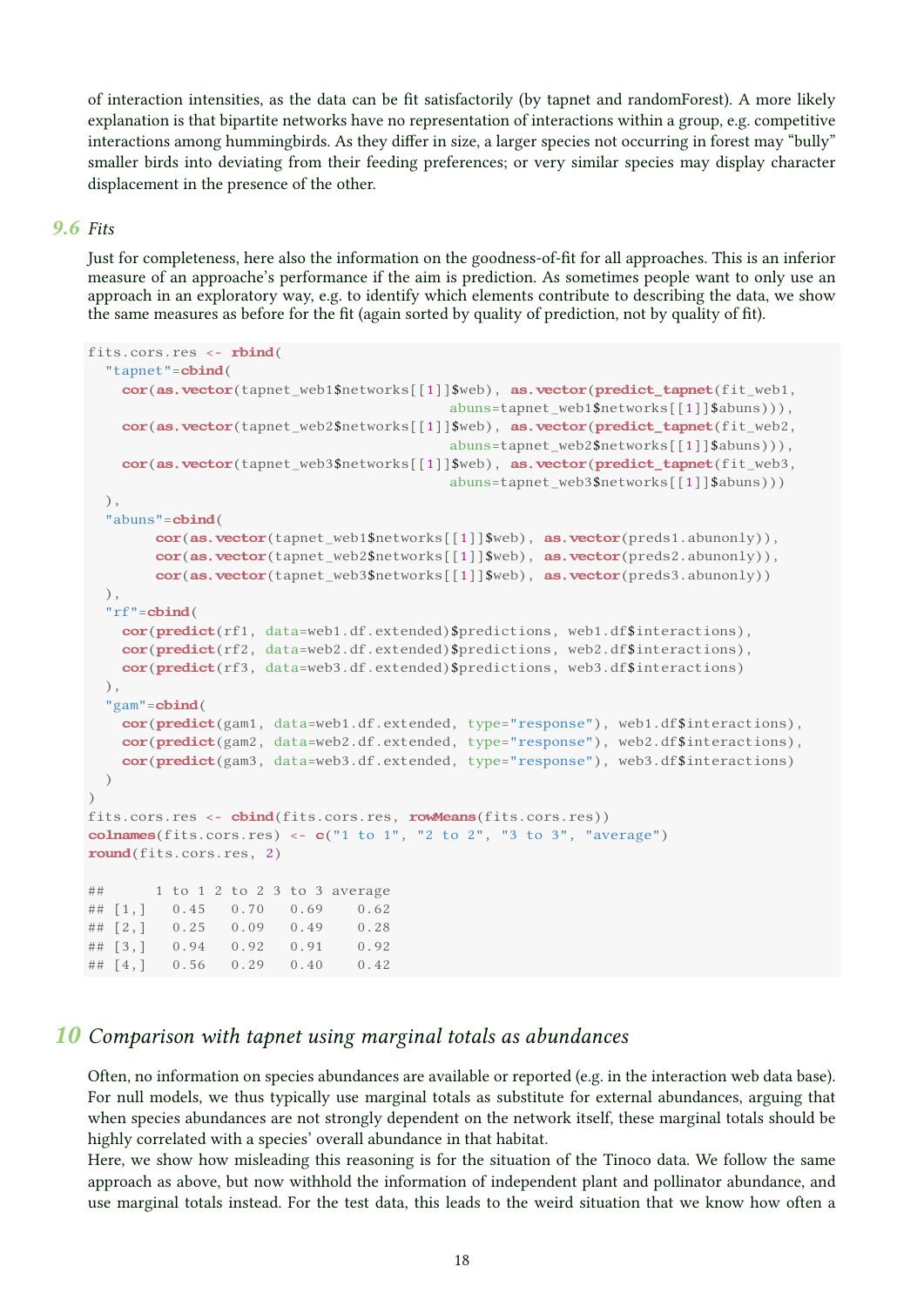of interaction intensities, as the data can be fit satisfactorily (by tapnet and randomForest). A more likely explanation is that bipartite networks have no representation of interactions within a group, e.g. competitive interactions among hummingbirds. As they differ in size, a larger species not occurring in forest may "bully" smaller birds into deviating from their feeding preferences; or very similar species may display character displacement in the presence of the other.

## 9.6 *Fits*

Just for completeness, here also the information on the goodness-of-fit for all approaches. This is an inferior measure of an approache's performance if the aim is prediction. As sometimes people want to only use an approach in an exploratory way, e.g. to identify which elements contribute to describing the data, we show the same measures as before for the fit (again sorted by quality of prediction, not by quality of fit).

```
fits.cors.res <- rbind(
  "tapnet"=cbind(
    cor(as.vector(tapnet_web1$networks[[1]]$web), as.vector(predict_tapnet(fit_web1,
                                                 abuns=tapnet_web1$networks[[1]]$abuns))),
    cor(as.vector(tapnet_web2$networks[[1]]$web), as.vector(predict_tapnet(fit_web2,
                                                 abuns=tapnet_web2$networks[[1]]$abuns))),
    cor(as.vector(tapnet_web3$networks[[1]]$web), as.vector(predict_tapnet(fit_web3,
                                                 abuns=tapnet_web3$networks[[1]]$abuns)))
  ),
  "abuns"=cbind(
        cor(as.vector(tapnet_web1$networks[[1]]$web), as.vector(preds1.abunonly)),
        cor(as.vector(tapnet_web2$networks[[1]]$web), as.vector(preds2.abunonly)),
        cor(as.vector(tapnet_web3$networks[[1]]$web), as.vector(preds3.abunonly))
  ),
  "rf"=cbind(
    cor(predict(rf1, data=web1.df.extended)$predictions, web1.df$interactions),
    cor(predict(rf2, data=web2.df.extended)$predictions, web2.df$interactions),
    cor(predict(rf3, data=web3.df.extended)$predictions, web3.df$interactions)
  ),
  "gam"=cbind(
    cor(predict(gam1, data=web1.df.extended, type="response"), web1.df$interactions),
    cor(predict(gam2, data=web2.df.extended, type="response"), web2.df$interactions),
    cor(predict(gam3, data=web3.df.extended, type="response"), web3.df$interactions)
  )
)
fits.cors.res <- cbind(fits.cors.res, rowMeans(fits.cors.res))
colnames(fits.cors.res) <- c("1 to 1", "2 to 2", "3 to 3", "average")
round(fits.cors.res, 2)

##      1 to 1 2 to 2 3 to 3 average
## [1,]   0.45   0.70   0.69    0.62
## [2,]   0.25   0.09   0.49    0.28
## [3,]   0.94   0.92   0.91    0.92
## [4,]   0.56   0.29   0.40    0.42
```

# 10 *Comparison with tapnet using marginal totals as abundances*

Often, no information on species abundances are available or reported (e.g. in the interaction web data base). For null models, we thus typically use marginal totals as substitute for external abundances, arguing that when species abundances are not strongly dependent on the network itself, these marginal totals should be highly correlated with a species' overall abundance in that habitat.

Here, we show how misleading this reasoning is for the situation of the Tinoco data. We follow the same approach as above, but now withhold the information of independent plant and pollinator abundance, and use marginal totals instead. For the test data, this leads to the weird situation that we know how often a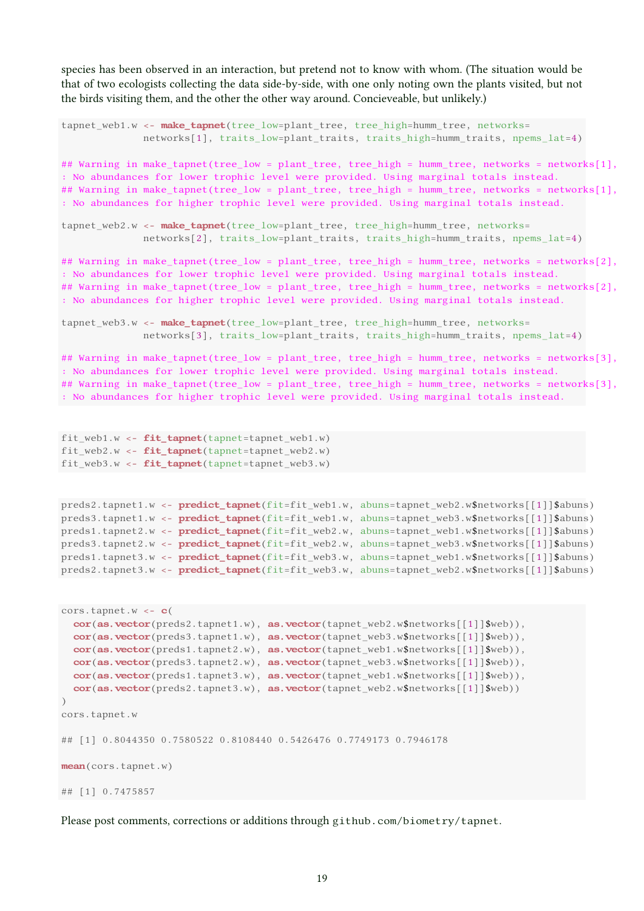species has been observed in an interaction, but pretend not to know with whom. (The situation would be that of two ecologists collecting the data side-by-side, with one only noting own the plants visited, but not the birds visiting them, and the other the other way around. Concieveable, but unlikely.)

```
tapnet_web1.w <- make_tapnet(tree_low=plant_tree, tree_high=humm_tree, networks=
             networks[1], traits_low=plant_traits, traits_high=humm_traits, npems_lat=4)

## Warning in make_tapnet(tree_low = plant_tree, tree_high = humm_tree, networks = networks[1],
: No abundances for lower trophic level were provided. Using marginal totals instead.
## Warning in make_tapnet(tree_low = plant_tree, tree_high = humm_tree, networks = networks[1],
: No abundances for higher trophic level were provided. Using marginal totals instead.

tapnet_web2.w <- make_tapnet(tree_low=plant_tree, tree_high=humm_tree, networks=
             networks[2], traits_low=plant_traits, traits_high=humm_traits, npems_lat=4)

## Warning in make_tapnet(tree_low = plant_tree, tree_high = humm_tree, networks = networks[2],
: No abundances for lower trophic level were provided. Using marginal totals instead.
## Warning in make_tapnet(tree_low = plant_tree, tree_high = humm_tree, networks = networks[2],
: No abundances for higher trophic level were provided. Using marginal totals instead.

tapnet_web3.w <- make_tapnet(tree_low=plant_tree, tree_high=humm_tree, networks=
             networks[3], traits_low=plant_traits, traits_high=humm_traits, npems_lat=4)

## Warning in make_tapnet(tree_low = plant_tree, tree_high = humm_tree, networks = networks[3],
: No abundances for lower trophic level were provided. Using marginal totals instead.
## Warning in make_tapnet(tree_low = plant_tree, tree_high = humm_tree, networks = networks[3],
: No abundances for higher trophic level were provided. Using marginal totals instead.
```

```
fit_web1.w <- fit_tapnet(tapnet=tapnet_web1.w)
fit_web2.w <- fit_tapnet(tapnet=tapnet_web2.w)
fit_web3.w <- fit_tapnet(tapnet=tapnet_web3.w)
```

```
preds2.tapnet1.w <- predict_tapnet(fit=fit_web1.w, abuns=tapnet_web2.w$networks[[1]]$abuns)
preds3.tapnet1.w <- predict_tapnet(fit=fit_web1.w, abuns=tapnet_web3.w$networks[[1]]$abuns)
preds1.tapnet2.w <- predict_tapnet(fit=fit_web2.w, abuns=tapnet_web1.w$networks[[1]]$abuns)
preds3.tapnet2.w <- predict_tapnet(fit=fit_web2.w, abuns=tapnet_web3.w$networks[[1]]$abuns)
preds1.tapnet3.w <- predict_tapnet(fit=fit_web3.w, abuns=tapnet_web1.w$networks[[1]]$abuns)
preds2.tapnet3.w <- predict_tapnet(fit=fit_web3.w, abuns=tapnet_web2.w$networks[[1]]$abuns)
```

```
cors.tapnet.w <- c(
  cor(as.vector(preds2.tapnet1.w), as.vector(tapnet_web2.w$networks[[1]]$web)),
  cor(as.vector(preds3.tapnet1.w), as.vector(tapnet_web3.w$networks[[1]]$web)),
  cor(as.vector(preds1.tapnet2.w), as.vector(tapnet_web1.w$networks[[1]]$web)),
  cor(as.vector(preds3.tapnet2.w), as.vector(tapnet_web3.w$networks[[1]]$web)),
  cor(as.vector(preds1.tapnet3.w), as.vector(tapnet_web1.w$networks[[1]]$web)),
  cor(as.vector(preds2.tapnet3.w), as.vector(tapnet_web2.w$networks[[1]]$web))
)
cors.tapnet.w

## [1] 0.8044350 0.7580522 0.8108440 0.5426476 0.7749173 0.7946178

mean(cors.tapnet.w)

## [1] 0.7475857
```

Please post comments, corrections or additions through `github.com/biometry/tapnet`.